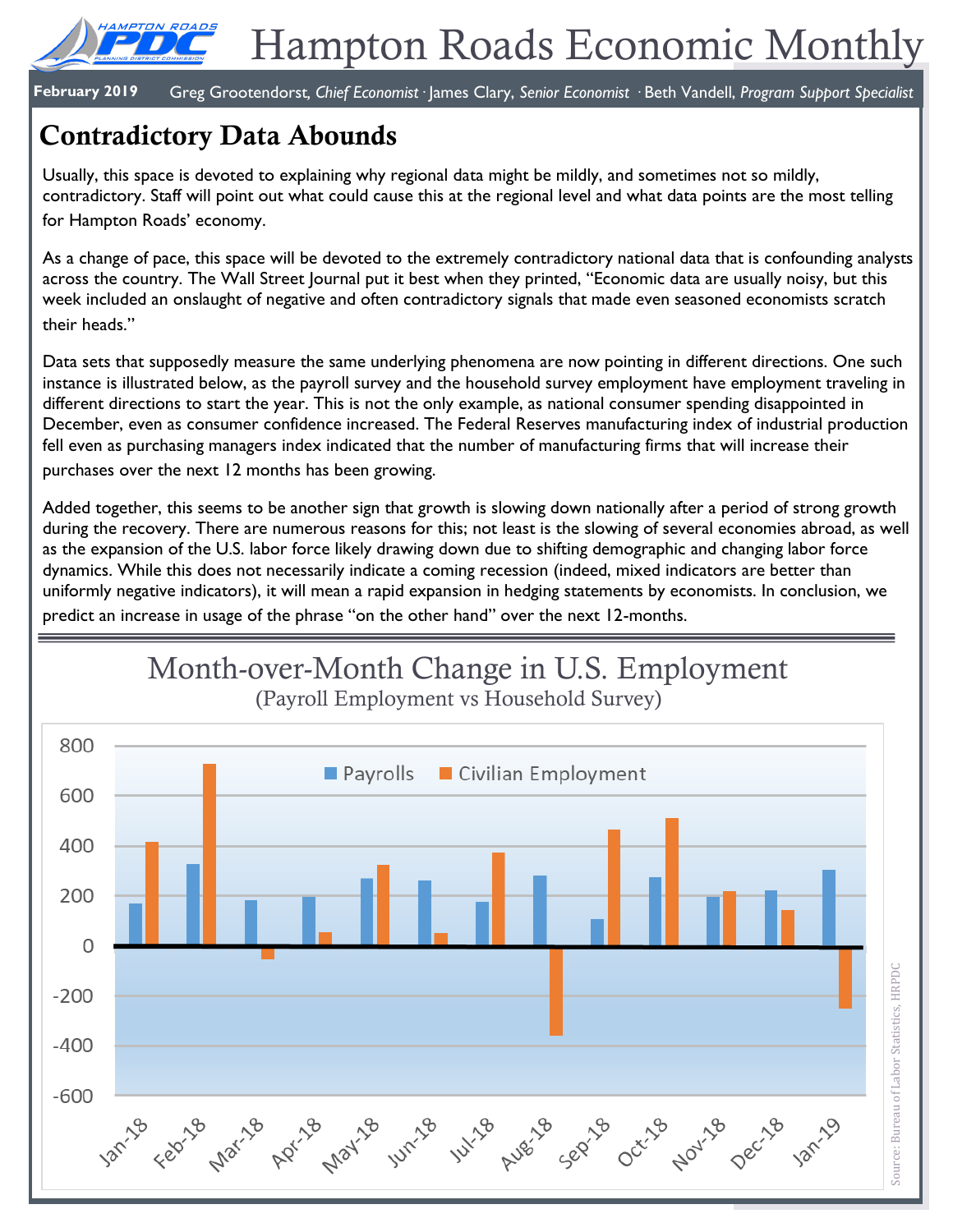# Hampton Roads Economic Monthly

**February 2019** Greg Grootendorst, *Chief Economist* · James Clary, *Senior Economist* · Beth Vandell, *Program Support Specialist*

## Contradictory Data Abounds

Usually, this space is devoted to explaining why regional data might be mildly, and sometimes not so mildly, contradictory. Staff will point out what could cause this at the regional level and what data points are the most telling for Hampton Roads' economy.

As a change of pace, this space will be devoted to the extremely contradictory national data that is confounding analysts across the country. The Wall Street Journal put it best when they printed, "Economic data are usually noisy, but this week included an onslaught of negative and often contradictory signals that made even seasoned economists scratch their heads."

Data sets that supposedly measure the same underlying phenomena are now pointing in different directions. One such instance is illustrated below, as the payroll survey and the household survey employment have employment traveling in different directions to start the year. This is not the only example, as national consumer spending disappointed in December, even as consumer confidence increased. The Federal Reserves manufacturing index of industrial production fell even as purchasing managers index indicated that the number of manufacturing firms that will increase their purchases over the next 12 months has been growing.

Added together, this seems to be another sign that growth is slowing down nationally after a period of strong growth during the recovery. There are numerous reasons for this; not least is the slowing of several economies abroad, as well as the expansion of the U.S. labor force likely drawing down due to shifting demographic and changing labor force dynamics. While this does not necessarily indicate a coming recession (indeed, mixed indicators are better than uniformly negative indicators), it will mean a rapid expansion in hedging statements by economists. In conclusion, we predict an increase in usage of the phrase "on the other hand" over the next 12-months.

### Month-over-Month Change in U.S. Employment
(Payroll Employment vs Household Survey)

| Month | Payrolls | Civilian Employment |
|---|---|---|
| Jan-18 | 171 | 409 |
| Feb-18 | 324 | 785 |
| Mar-18 | 182 | -37 |
| Apr-18 | 196 | 3 |
| May-18 | 270 | 293 |
| Jun-18 | 248 | 102 |
| Jul-18 | 178 | 389 |
| Aug-18 | 282 | -423 |
| Sep-18 | 108 | 420 |
| Oct-18 | 277 | 600 |
| Nov-18 | 196 | 233 |
| Dec-18 | 222 | 142 |
| Jan-19 | 304 | -251 |

Source: Bureau of Labor Statistics, HRPDC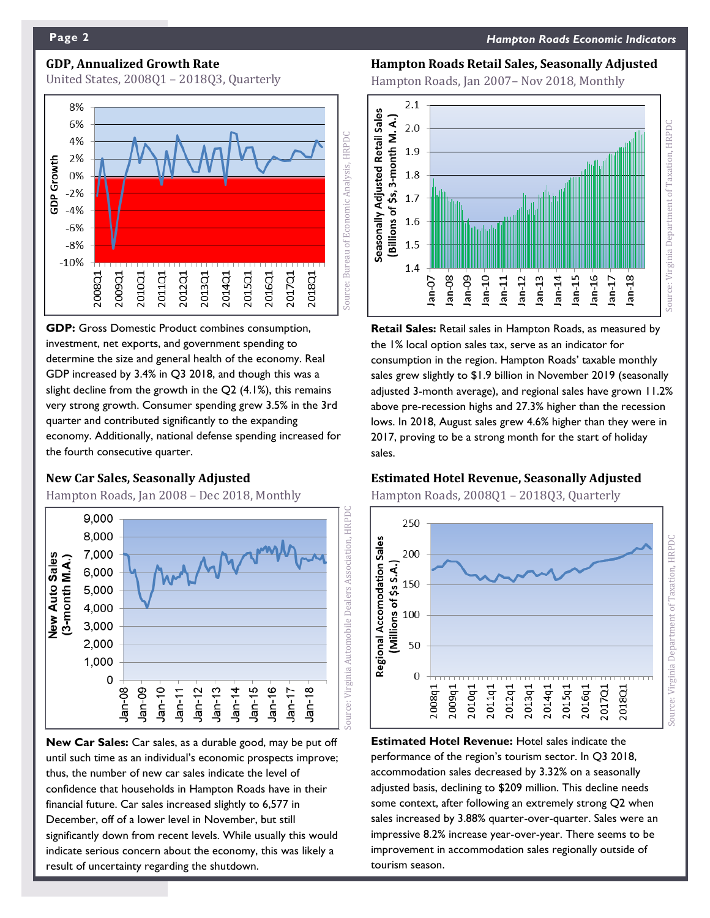## GDP, Annualized Growth Rate

United States, 2008Q1 – 2018Q3, Quarterly

**GDP:** Gross Domestic Product combines consumption, investment, net exports, and government spending to determine the size and general health of the economy. Real GDP increased by 3.4% in Q3 2018, and though this was a slight decline from the growth in the Q2 (4.1%), this remains very strong growth. Consumer spending grew 3.5% in the 3rd quarter and contributed significantly to the expanding economy. Additionally, national defense spending increased for the fourth consecutive quarter.

## Hampton Roads Retail Sales, Seasonally Adjusted

Hampton Roads, Jan 2007– Nov 2018, Monthly

**Retail Sales:** Retail sales in Hampton Roads, as measured by the 1% local option sales tax, serve as an indicator for consumption in the region. Hampton Roads' taxable monthly sales grew slightly to $1.9 billion in November 2019 (seasonally adjusted 3-month average), and regional sales have grown 11.2% above pre-recession highs and 27.3% higher than the recession lows. In 2018, August sales grew 4.6% higher than they were in 2017, proving to be a strong month for the start of holiday sales.

## New Car Sales, Seasonally Adjusted

Hampton Roads, Jan 2008 – Dec 2018, Monthly

**New Car Sales:** Car sales, as a durable good, may be put off until such time as an individual's economic prospects improve; thus, the number of new car sales indicate the level of confidence that households in Hampton Roads have in their financial future. Car sales increased slightly to 6,577 in December, off of a lower level in November, but still significantly down from recent levels. While usually this would indicate serious concern about the economy, this was likely a result of uncertainty regarding the shutdown.

## Estimated Hotel Revenue, Seasonally Adjusted

Hampton Roads, 2008Q1 – 2018Q3, Quarterly

**Estimated Hotel Revenue:** Hotel sales indicate the performance of the region's tourism sector. In Q3 2018, accommodation sales decreased by 3.32% on a seasonally adjusted basis, declining to $209 million. This decline needs some context, after following an extremely strong Q2 when sales increased by 3.88% quarter-over-quarter. Sales were an impressive 8.2% increase year-over-year. There seems to be improvement in accommodation sales regionally outside of tourism season.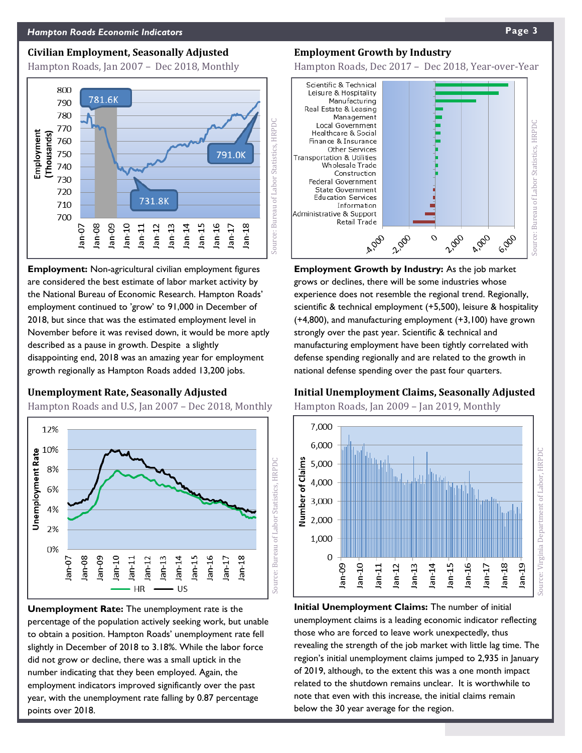## Civilian Employment, Seasonally Adjusted

Hampton Roads, Jan 2007 – Dec 2018, Monthly

**Employment:** Non-agricultural civilian employment figures are considered the best estimate of labor market activity by the National Bureau of Economic Research. Hampton Roads' employment continued to 'grow' to 91,000 in December of 2018, but since that was the estimated employment level in November before it was revised down, it would be more aptly described as a pause in growth. Despite a slightly disappointing end, 2018 was an amazing year for employment growth regionally as Hampton Roads added 13,200 jobs.

## Employment Growth by Industry

Hampton Roads, Dec 2017 – Dec 2018, Year-over-Year

**Employment Growth by Industry:** As the job market grows or declines, there will be some industries whose experience does not resemble the regional trend. Regionally, scientific & technical employment (+5,500), leisure & hospitality (+4,800), and manufacturing employment (+3,100) have grown strongly over the past year. Scientific & technical and manufacturing employment have been tightly correlated with defense spending regionally and are related to the growth in national defense spending over the past four quarters.

## Unemployment Rate, Seasonally Adjusted

Hampton Roads and U.S, Jan 2007 – Dec 2018, Monthly

**Unemployment Rate:** The unemployment rate is the percentage of the population actively seeking work, but unable to obtain a position. Hampton Roads' unemployment rate fell slightly in December of 2018 to 3.18%. While the labor force did not grow or decline, there was a small uptick in the number indicating that they been employed. Again, the employment indicators improved significantly over the past year, with the unemployment rate falling by 0.87 percentage points over 2018.

## Initial Unemployment Claims, Seasonally Adjusted

Hampton Roads, Jan 2009 – Jan 2019, Monthly

**Initial Unemployment Claims:** The number of initial unemployment claims is a leading economic indicator reflecting those who are forced to leave work unexpectedly, thus revealing the strength of the job market with little lag time. The region's initial unemployment claims jumped to 2,935 in January of 2019, although, to the extent this was a one month impact related to the shutdown remains unclear. It is worthwhile to note that even with this increase, the initial claims remain below the 30 year average for the region.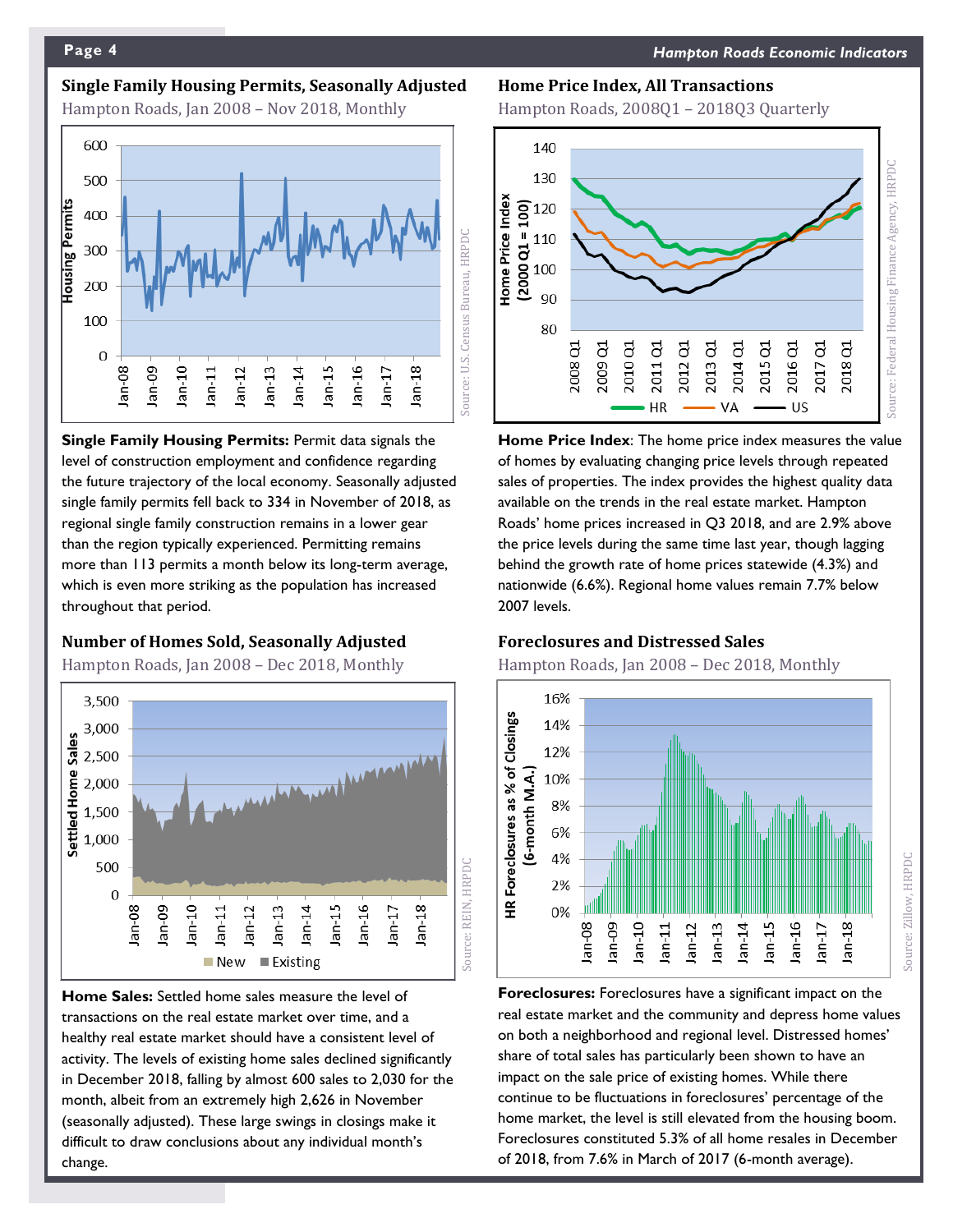## Single Family Housing Permits, Seasonally Adjusted

Hampton Roads, Jan 2008 – Nov 2018, Monthly

Housing Permits

600
500
400
300
200
100
0

Jan-08 Jan-09 Jan-10 Jan-11 Jan-12 Jan-13 Jan-14 Jan-15 Jan-16 Jan-17 Jan-18

Source: U.S. Census Bureau, HRPDC

**Single Family Housing Permits:** Permit data signals the level of construction employment and confidence regarding the future trajectory of the local economy. Seasonally adjusted single family permits fell back to 334 in November of 2018, as regional single family construction remains in a lower gear than the region typically experienced. Permitting remains more than 113 permits a month below its long-term average, which is even more striking as the population has increased throughout that period.

## Number of Homes Sold, Seasonally Adjusted

Hampton Roads, Jan 2008 – Dec 2018, Monthly

Settled Home Sales

3,500
3,000
2,500
2,000
1,500
1,000
500
0

Jan-08 Jan-09 Jan-10 Jan-11 Jan-12 Jan-13 Jan-14 Jan-15 Jan-16 Jan-17 Jan-18

New Existing

Source: REIN, HRPDC

**Home Sales:** Settled home sales measure the level of transactions on the real estate market over time, and a healthy real estate market should have a consistent level of activity. The levels of existing home sales declined significantly in December 2018, falling by almost 600 sales to 2,030 for the month, albeit from an extremely high 2,626 in November (seasonally adjusted). These large swings in closings make it difficult to draw conclusions about any individual month's change.

## Home Price Index, All Transactions

Hampton Roads, 2008Q1 – 2018Q3 Quarterly

Home Price Index (2000 Q1 = 100)

140
130
120
110
100
90
80

2008 Q1 2009 Q1 2010 Q1 2011 Q1 2012 Q1 2013 Q1 2014 Q1 2015 Q1 2016 Q1 2017 Q1 2018 Q1

HR VA US

Source: Federal Housing Finance Agency, HRPDC

**Home Price Index**: The home price index measures the value of homes by evaluating changing price levels through repeated sales of properties. The index provides the highest quality data available on the trends in the real estate market. Hampton Roads' home prices increased in Q3 2018, and are 2.9% above the price levels during the same time last year, though lagging behind the growth rate of home prices statewide (4.3%) and nationwide (6.6%). Regional home values remain 7.7% below 2007 levels.

## Foreclosures and Distressed Sales

Hampton Roads, Jan 2008 – Dec 2018, Monthly

HR Foreclosures as % of Closings (6-month M.A.)

16%
14%
12%
10%
8%
6%
4%
2%
0%

Jan-08 Jan-09 Jan-10 Jan-11 Jan-12 Jan-13 Jan-14 Jan-15 Jan-16 Jan-17 Jan-18

Source: Zillow, HRPDC

**Foreclosures:** Foreclosures have a significant impact on the real estate market and the community and depress home values on both a neighborhood and regional level. Distressed homes' share of total sales has particularly been shown to have an impact on the sale price of existing homes. While there continue to be fluctuations in foreclosures' percentage of the home market, the level is still elevated from the housing boom. Foreclosures constituted 5.3% of all home resales in December of 2018, from 7.6% in March of 2017 (6-month average).